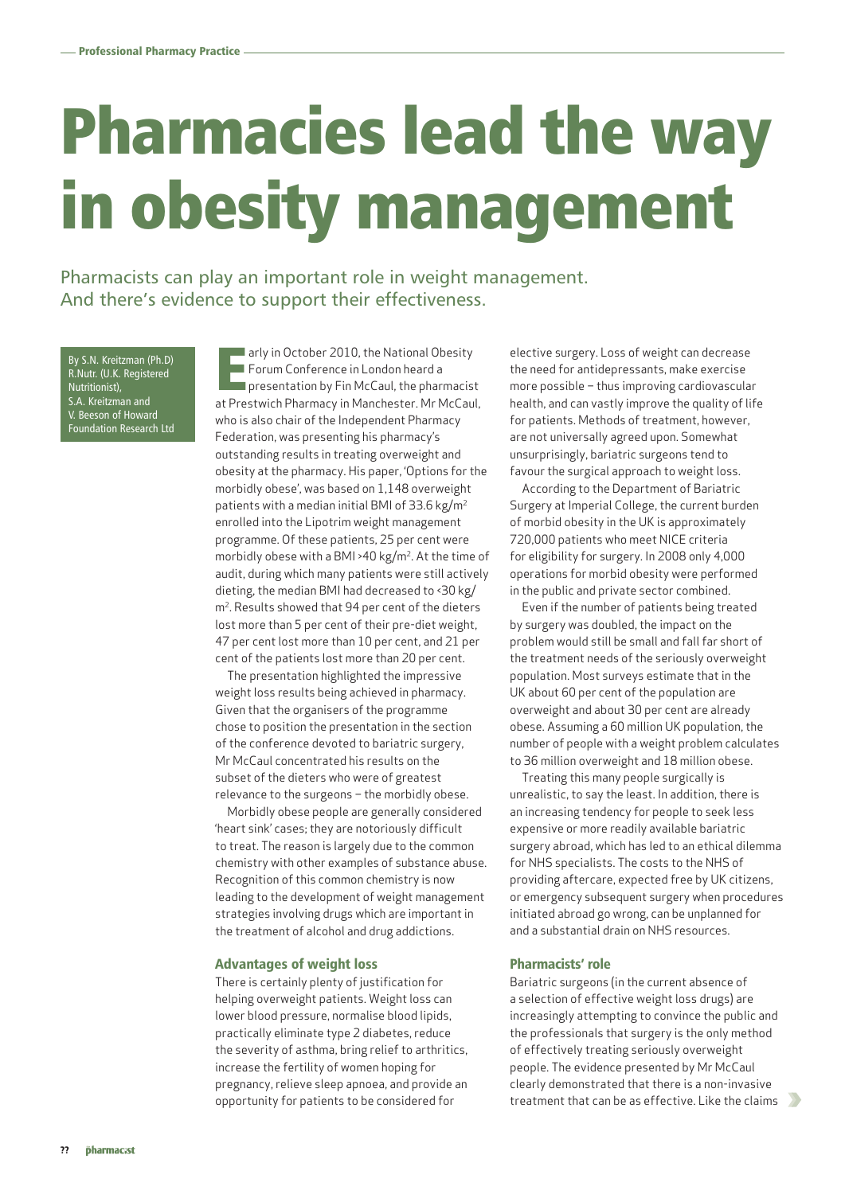# Pharmacies lead the way in obesity management

Pharmacists can play an important role in weight management. And there's evidence to support their effectiveness.

By S.N. Kreitzman (Ph.D) R.Nutr. (U.K. Registered Nutritionist), S.A. Kreitzman and V. Beeson of Howard Foundation Research Ltd

Early in October 2010, the National Obesity Forum Conference in London heard a presentation by Fin McCaul, the pharmacist at Prestwich Pharmacy in Manchester. Mr McCaul, who is also chair of the Independent Pharmacy Federation, was presenting his pharmacy's outstanding results in treating overweight and obesity at the pharmacy. His paper, 'Options for the morbidly obese', was based on 1,148 overweight patients with a median initial BMI of 33.6 kg/m$^2$ enrolled into the Lipotrim weight management programme. Of these patients, 25 per cent were morbidly obese with a BMI >40 kg/m$^2$. At the time of audit, during which many patients were still actively dieting, the median BMI had decreased to <30 kg/m$^2$. Results showed that 94 per cent of the dieters lost more than 5 per cent of their pre-diet weight, 47 per cent lost more than 10 per cent, and 21 per cent of the patients lost more than 20 per cent.

The presentation highlighted the impressive weight loss results being achieved in pharmacy. Given that the organisers of the programme chose to position the presentation in the section of the conference devoted to bariatric surgery, Mr McCaul concentrated his results on the subset of the dieters who were of greatest relevance to the surgeons – the morbidly obese.

Morbidly obese people are generally considered 'heart sink' cases; they are notoriously difficult to treat. The reason is largely due to the common chemistry with other examples of substance abuse. Recognition of this common chemistry is now leading to the development of weight management strategies involving drugs which are important in the treatment of alcohol and drug addictions.

### Advantages of weight loss

There is certainly plenty of justification for helping overweight patients. Weight loss can lower blood pressure, normalise blood lipids, practically eliminate type 2 diabetes, reduce the severity of asthma, bring relief to arthritics, increase the fertility of women hoping for pregnancy, relieve sleep apnoea, and provide an opportunity for patients to be considered for elective surgery. Loss of weight can decrease the need for antidepressants, make exercise more possible – thus improving cardiovascular health, and can vastly improve the quality of life for patients. Methods of treatment, however, are not universally agreed upon. Somewhat unsurprisingly, bariatric surgeons tend to favour the surgical approach to weight loss.

According to the Department of Bariatric Surgery at Imperial College, the current burden of morbid obesity in the UK is approximately 720,000 patients who meet NICE criteria for eligibility for surgery. In 2008 only 4,000 operations for morbid obesity were performed in the public and private sector combined.

Even if the number of patients being treated by surgery was doubled, the impact on the problem would still be small and fall far short of the treatment needs of the seriously overweight population. Most surveys estimate that in the UK about 60 per cent of the population are overweight and about 30 per cent are already obese. Assuming a 60 million UK population, the number of people with a weight problem calculates to 36 million overweight and 18 million obese.

Treating this many people surgically is unrealistic, to say the least. In addition, there is an increasing tendency for people to seek less expensive or more readily available bariatric surgery abroad, which has led to an ethical dilemma for NHS specialists. The costs to the NHS of providing aftercare, expected free by UK citizens, or emergency subsequent surgery when procedures initiated abroad go wrong, can be unplanned for and a substantial drain on NHS resources.

### Pharmacists' role

Bariatric surgeons (in the current absence of a selection of effective weight loss drugs) are increasingly attempting to convince the public and the professionals that surgery is the only method of effectively treating seriously overweight people. The evidence presented by Mr McCaul clearly demonstrated that there is a non-invasive treatment that can be as effective. Like the claims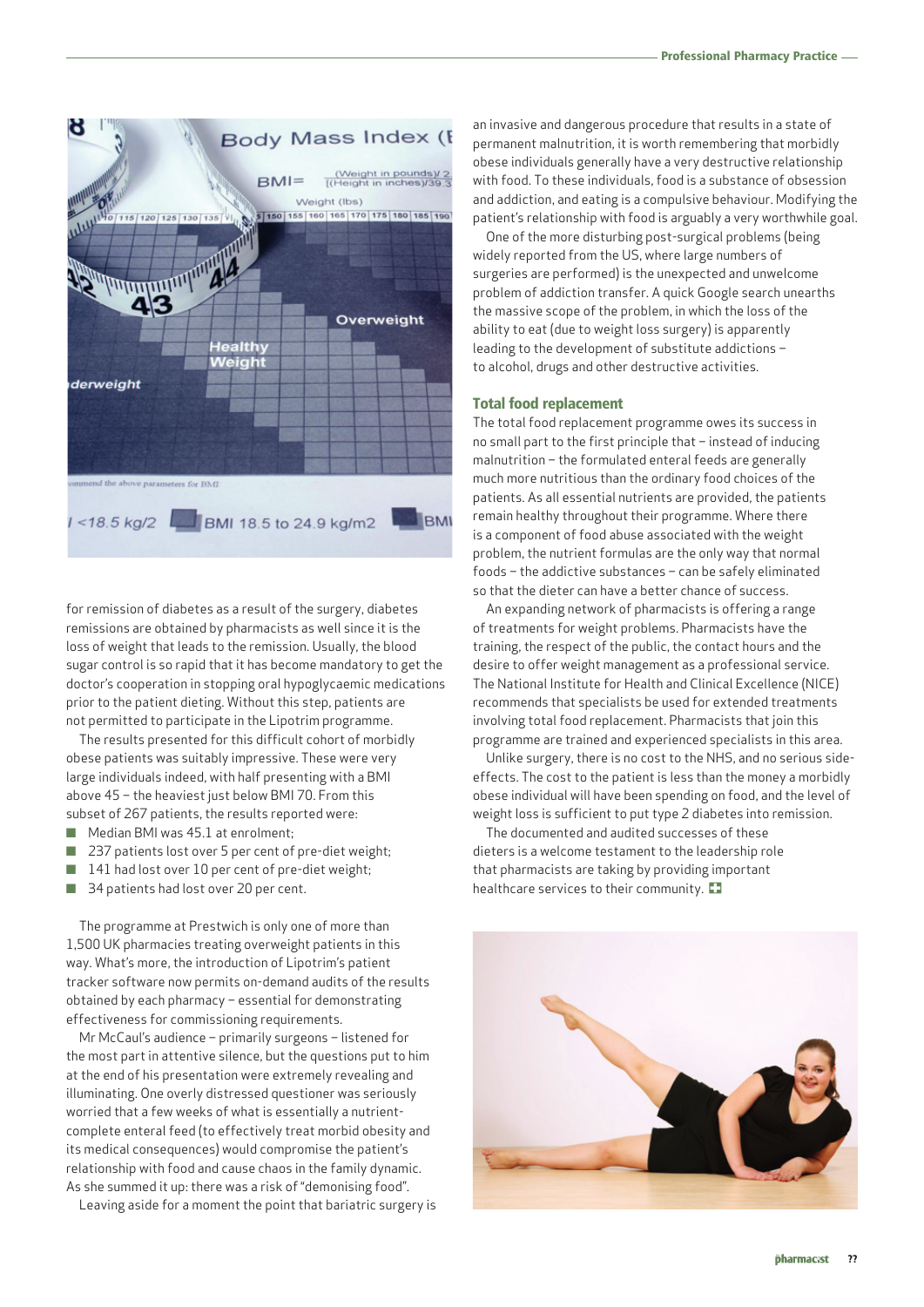for remission of diabetes as a result of the surgery, diabetes remissions are obtained by pharmacists as well since it is the loss of weight that leads to the remission. Usually, the blood sugar control is so rapid that it has become mandatory to get the doctor's cooperation in stopping oral hypoglycaemic medications prior to the patient dieting. Without this step, patients are not permitted to participate in the Lipotrim programme.

The results presented for this difficult cohort of morbidly obese patients was suitably impressive. These were very large individuals indeed, with half presenting with a BMI above 45 – the heaviest just below BMI 70. From this subset of 267 patients, the results reported were:

- Median BMI was 45.1 at enrolment;
- 237 patients lost over 5 per cent of pre-diet weight;
- 141 had lost over 10 per cent of pre-diet weight;
- 34 patients had lost over 20 per cent.

The programme at Prestwich is only one of more than 1,500 UK pharmacies treating overweight patients in this way. What's more, the introduction of Lipotrim's patient tracker software now permits on-demand audits of the results obtained by each pharmacy – essential for demonstrating effectiveness for commissioning requirements.

Mr McCaul's audience – primarily surgeons – listened for the most part in attentive silence, but the questions put to him at the end of his presentation were extremely revealing and illuminating. One overly distressed questioner was seriously worried that a few weeks of what is essentially a nutrient-complete enteral feed (to effectively treat morbid obesity and its medical consequences) would compromise the patient's relationship with food and cause chaos in the family dynamic. As she summed it up: there was a risk of "demonising food".

Leaving aside for a moment the point that bariatric surgery is an invasive and dangerous procedure that results in a state of permanent malnutrition, it is worth remembering that morbidly obese individuals generally have a very destructive relationship with food. To these individuals, food is a substance of obsession and addiction, and eating is a compulsive behaviour. Modifying the patient's relationship with food is arguably a very worthwhile goal.

One of the more disturbing post-surgical problems (being widely reported from the US, where large numbers of surgeries are performed) is the unexpected and unwelcome problem of addiction transfer. A quick Google search unearths the massive scope of the problem, in which the loss of the ability to eat (due to weight loss surgery) is apparently leading to the development of substitute addictions – to alcohol, drugs and other destructive activities.

## Total food replacement

The total food replacement programme owes its success in no small part to the first principle that – instead of inducing malnutrition – the formulated enteral feeds are generally much more nutritious than the ordinary food choices of the patients. As all essential nutrients are provided, the patients remain healthy throughout their programme. Where there is a component of food abuse associated with the weight problem, the nutrient formulas are the only way that normal foods – the addictive substances – can be safely eliminated so that the dieter can have a better chance of success.

An expanding network of pharmacists is offering a range of treatments for weight problems. Pharmacists have the training, the respect of the public, the contact hours and the desire to offer weight management as a professional service. The National Institute for Health and Clinical Excellence (NICE) recommends that specialists be used for extended treatments involving total food replacement. Pharmacists that join this programme are trained and experienced specialists in this area.

Unlike surgery, there is no cost to the NHS, and no serious side-effects. The cost to the patient is less than the money a morbidly obese individual will have been spending on food, and the level of weight loss is sufficient to put type 2 diabetes into remission.

The documented and audited successes of these dieters is a welcome testament to the leadership role that pharmacists are taking by providing important healthcare services to their community.